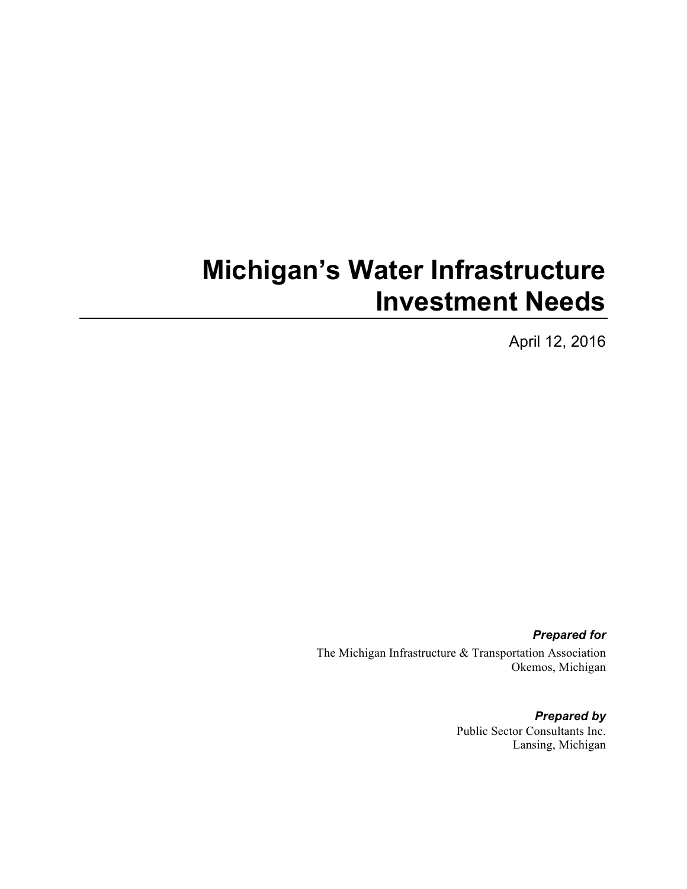# Michigan's Water Infrastructure Investment Needs

April 12, 2016

***Prepared for***

The Michigan Infrastructure & Transportation Association
Okemos, Michigan

***Prepared by***

Public Sector Consultants Inc.
Lansing, Michigan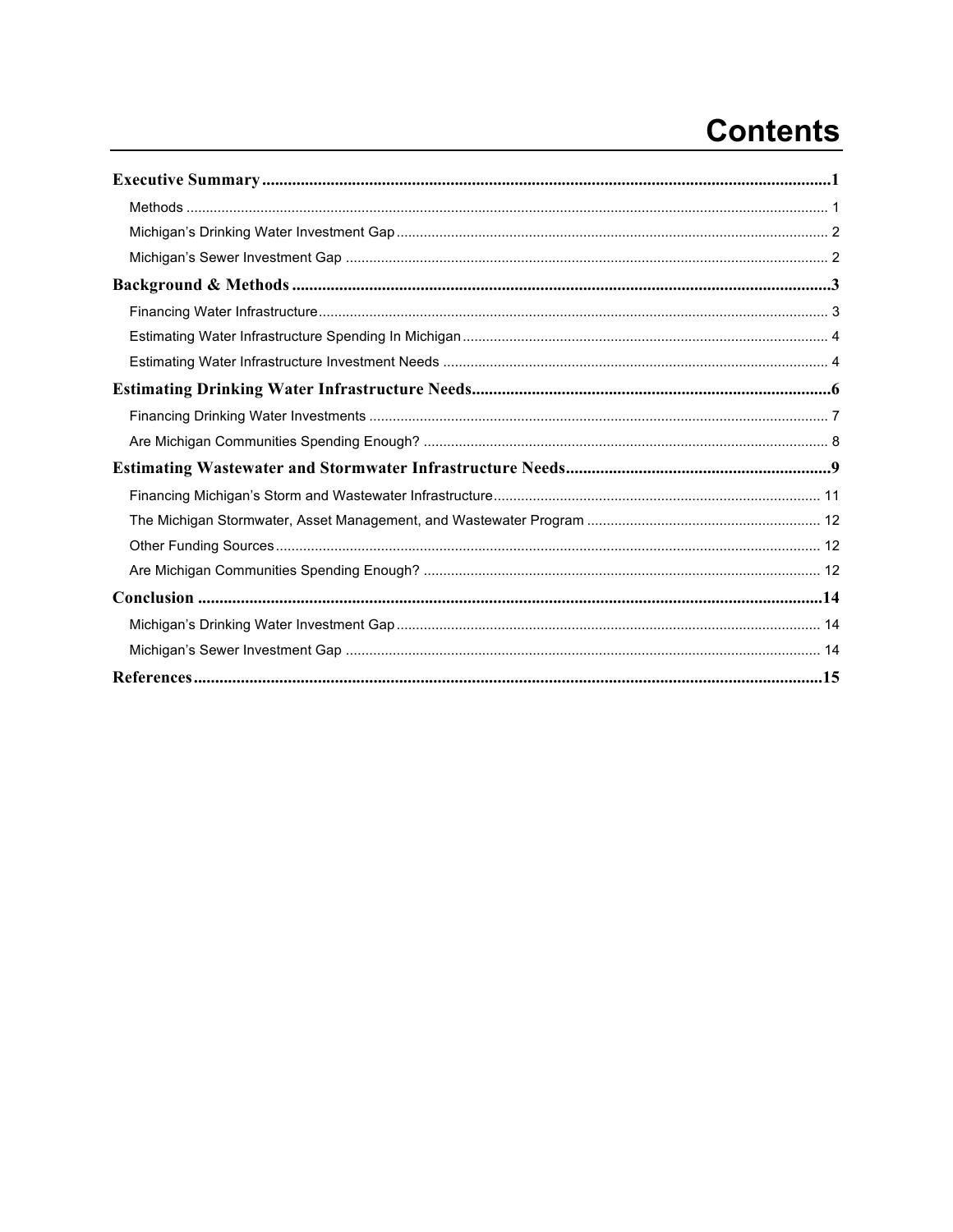# Contents

**Executive Summary** ..... 1

- Methods ..... 1
- Michigan's Drinking Water Investment Gap ..... 2
- Michigan's Sewer Investment Gap ..... 2

**Background & Methods** ..... 3

- Financing Water Infrastructure ..... 3
- Estimating Water Infrastructure Spending In Michigan ..... 4
- Estimating Water Infrastructure Investment Needs ..... 4

**Estimating Drinking Water Infrastructure Needs** ..... 6

- Financing Drinking Water Investments ..... 7
- Are Michigan Communities Spending Enough? ..... 8

**Estimating Wastewater and Stormwater Infrastructure Needs** ..... 9

- Financing Michigan's Storm and Wastewater Infrastructure ..... 11
- The Michigan Stormwater, Asset Management, and Wastewater Program ..... 12
- Other Funding Sources ..... 12
- Are Michigan Communities Spending Enough? ..... 12

**Conclusion** ..... 14

- Michigan's Drinking Water Investment Gap ..... 14
- Michigan's Sewer Investment Gap ..... 14

**References** ..... 15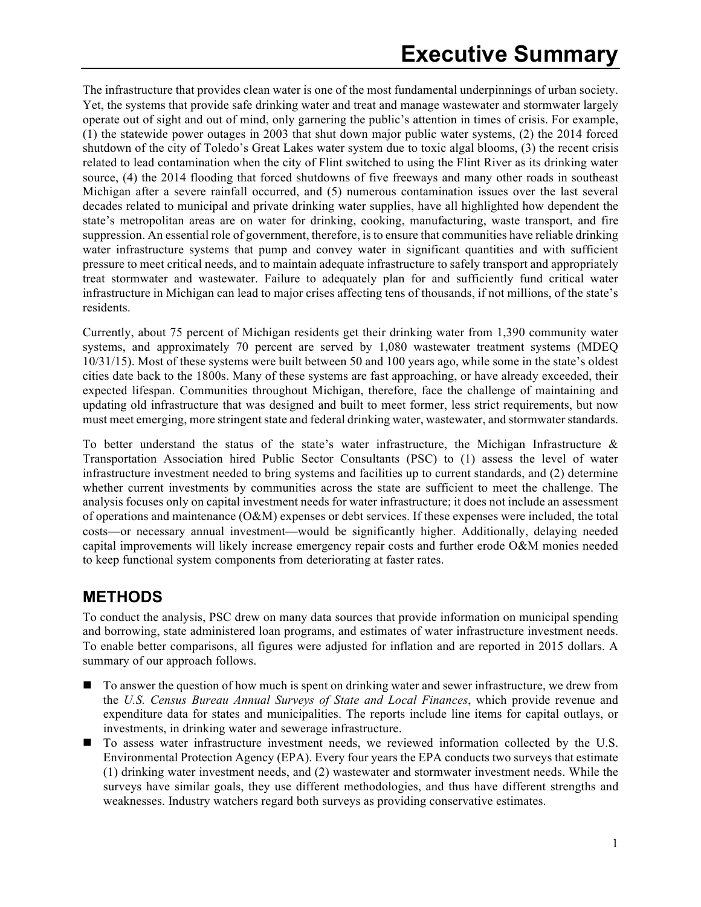# Executive Summary

The infrastructure that provides clean water is one of the most fundamental underpinnings of urban society. Yet, the systems that provide safe drinking water and treat and manage wastewater and stormwater largely operate out of sight and out of mind, only garnering the public's attention in times of crisis. For example, (1) the statewide power outages in 2003 that shut down major public water systems, (2) the 2014 forced shutdown of the city of Toledo's Great Lakes water system due to toxic algal blooms, (3) the recent crisis related to lead contamination when the city of Flint switched to using the Flint River as its drinking water source, (4) the 2014 flooding that forced shutdowns of five freeways and many other roads in southeast Michigan after a severe rainfall occurred, and (5) numerous contamination issues over the last several decades related to municipal and private drinking water supplies, have all highlighted how dependent the state's metropolitan areas are on water for drinking, cooking, manufacturing, waste transport, and fire suppression. An essential role of government, therefore, is to ensure that communities have reliable drinking water infrastructure systems that pump and convey water in significant quantities and with sufficient pressure to meet critical needs, and to maintain adequate infrastructure to safely transport and appropriately treat stormwater and wastewater. Failure to adequately plan for and sufficiently fund critical water infrastructure in Michigan can lead to major crises affecting tens of thousands, if not millions, of the state's residents.

Currently, about 75 percent of Michigan residents get their drinking water from 1,390 community water systems, and approximately 70 percent are served by 1,080 wastewater treatment systems (MDEQ 10/31/15). Most of these systems were built between 50 and 100 years ago, while some in the state's oldest cities date back to the 1800s. Many of these systems are fast approaching, or have already exceeded, their expected lifespan. Communities throughout Michigan, therefore, face the challenge of maintaining and updating old infrastructure that was designed and built to meet former, less strict requirements, but now must meet emerging, more stringent state and federal drinking water, wastewater, and stormwater standards.

To better understand the status of the state's water infrastructure, the Michigan Infrastructure & Transportation Association hired Public Sector Consultants (PSC) to (1) assess the level of water infrastructure investment needed to bring systems and facilities up to current standards, and (2) determine whether current investments by communities across the state are sufficient to meet the challenge. The analysis focuses only on capital investment needs for water infrastructure; it does not include an assessment of operations and maintenance (O&M) expenses or debt services. If these expenses were included, the total costs—or necessary annual investment—would be significantly higher. Additionally, delaying needed capital improvements will likely increase emergency repair costs and further erode O&M monies needed to keep functional system components from deteriorating at faster rates.

## METHODS

To conduct the analysis, PSC drew on many data sources that provide information on municipal spending and borrowing, state administered loan programs, and estimates of water infrastructure investment needs. To enable better comparisons, all figures were adjusted for inflation and are reported in 2015 dollars. A summary of our approach follows.

- To answer the question of how much is spent on drinking water and sewer infrastructure, we drew from the *U.S. Census Bureau Annual Surveys of State and Local Finances*, which provide revenue and expenditure data for states and municipalities. The reports include line items for capital outlays, or investments, in drinking water and sewerage infrastructure.
- To assess water infrastructure investment needs, we reviewed information collected by the U.S. Environmental Protection Agency (EPA). Every four years the EPA conducts two surveys that estimate (1) drinking water investment needs, and (2) wastewater and stormwater investment needs. While the surveys have similar goals, they use different methodologies, and thus have different strengths and weaknesses. Industry watchers regard both surveys as providing conservative estimates.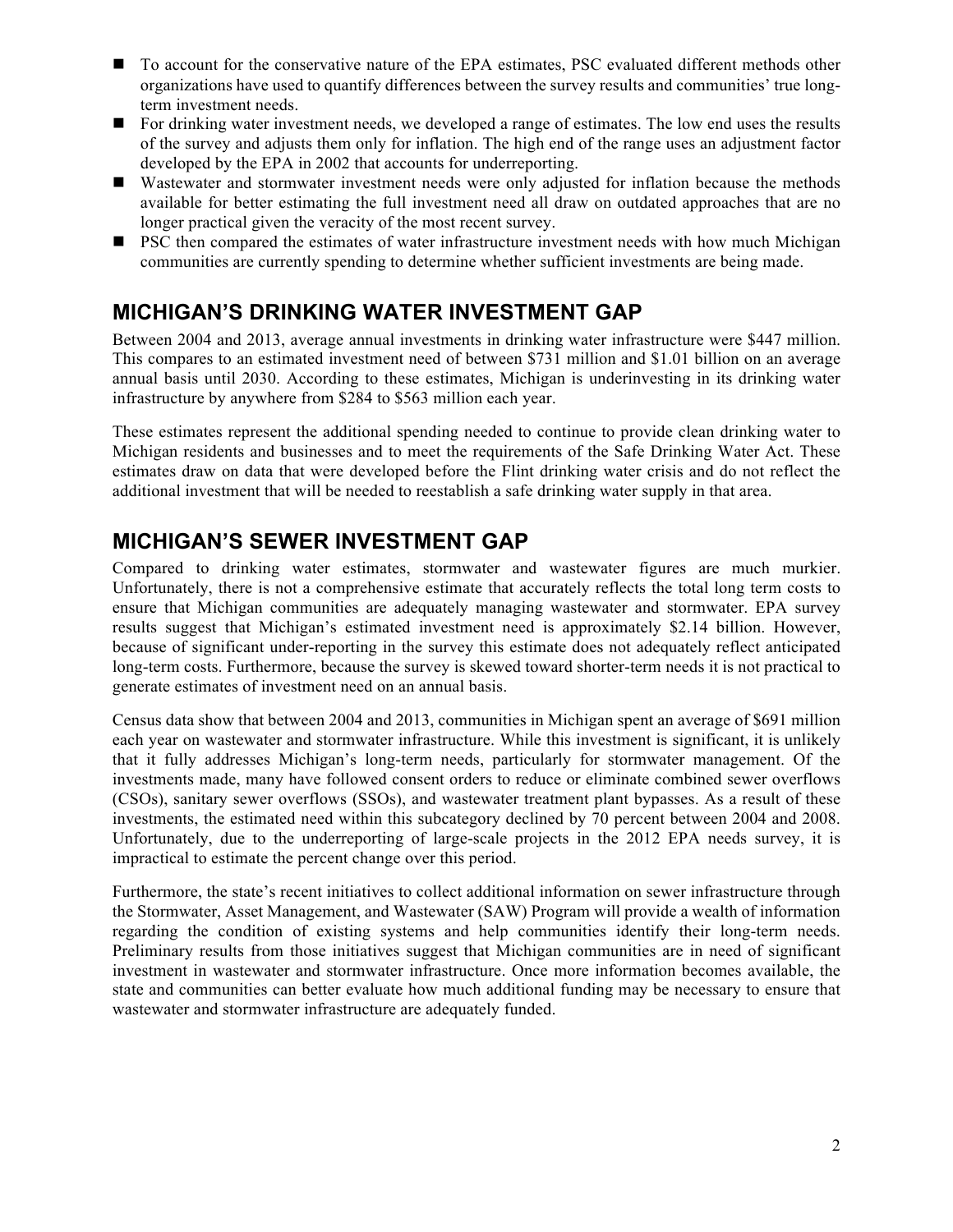- To account for the conservative nature of the EPA estimates, PSC evaluated different methods other organizations have used to quantify differences between the survey results and communities' true long-term investment needs.
- For drinking water investment needs, we developed a range of estimates. The low end uses the results of the survey and adjusts them only for inflation. The high end of the range uses an adjustment factor developed by the EPA in 2002 that accounts for underreporting.
- Wastewater and stormwater investment needs were only adjusted for inflation because the methods available for better estimating the full investment need all draw on outdated approaches that are no longer practical given the veracity of the most recent survey.
- PSC then compared the estimates of water infrastructure investment needs with how much Michigan communities are currently spending to determine whether sufficient investments are being made.

## MICHIGAN'S DRINKING WATER INVESTMENT GAP

Between 2004 and 2013, average annual investments in drinking water infrastructure were $447 million. This compares to an estimated investment need of between $731 million and $1.01 billion on an average annual basis until 2030. According to these estimates, Michigan is underinvesting in its drinking water infrastructure by anywhere from $284 to $563 million each year.

These estimates represent the additional spending needed to continue to provide clean drinking water to Michigan residents and businesses and to meet the requirements of the Safe Drinking Water Act. These estimates draw on data that were developed before the Flint drinking water crisis and do not reflect the additional investment that will be needed to reestablish a safe drinking water supply in that area.

## MICHIGAN'S SEWER INVESTMENT GAP

Compared to drinking water estimates, stormwater and wastewater figures are much murkier. Unfortunately, there is not a comprehensive estimate that accurately reflects the total long term costs to ensure that Michigan communities are adequately managing wastewater and stormwater. EPA survey results suggest that Michigan's estimated investment need is approximately $2.14 billion. However, because of significant under-reporting in the survey this estimate does not adequately reflect anticipated long-term costs. Furthermore, because the survey is skewed toward shorter-term needs it is not practical to generate estimates of investment need on an annual basis.

Census data show that between 2004 and 2013, communities in Michigan spent an average of $691 million each year on wastewater and stormwater infrastructure. While this investment is significant, it is unlikely that it fully addresses Michigan's long-term needs, particularly for stormwater management. Of the investments made, many have followed consent orders to reduce or eliminate combined sewer overflows (CSOs), sanitary sewer overflows (SSOs), and wastewater treatment plant bypasses. As a result of these investments, the estimated need within this subcategory declined by 70 percent between 2004 and 2008. Unfortunately, due to the underreporting of large-scale projects in the 2012 EPA needs survey, it is impractical to estimate the percent change over this period.

Furthermore, the state's recent initiatives to collect additional information on sewer infrastructure through the Stormwater, Asset Management, and Wastewater (SAW) Program will provide a wealth of information regarding the condition of existing systems and help communities identify their long-term needs. Preliminary results from those initiatives suggest that Michigan communities are in need of significant investment in wastewater and stormwater infrastructure. Once more information becomes available, the state and communities can better evaluate how much additional funding may be necessary to ensure that wastewater and stormwater infrastructure are adequately funded.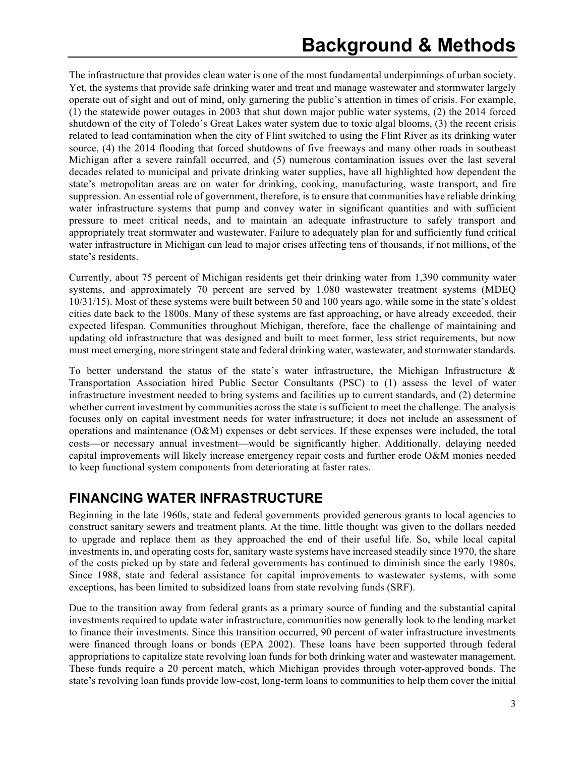# Background & Methods

The infrastructure that provides clean water is one of the most fundamental underpinnings of urban society. Yet, the systems that provide safe drinking water and treat and manage wastewater and stormwater largely operate out of sight and out of mind, only garnering the public's attention in times of crisis. For example, (1) the statewide power outages in 2003 that shut down major public water systems, (2) the 2014 forced shutdown of the city of Toledo's Great Lakes water system due to toxic algal blooms, (3) the recent crisis related to lead contamination when the city of Flint switched to using the Flint River as its drinking water source, (4) the 2014 flooding that forced shutdowns of five freeways and many other roads in southeast Michigan after a severe rainfall occurred, and (5) numerous contamination issues over the last several decades related to municipal and private drinking water supplies, have all highlighted how dependent the state's metropolitan areas are on water for drinking, cooking, manufacturing, waste transport, and fire suppression. An essential role of government, therefore, is to ensure that communities have reliable drinking water infrastructure systems that pump and convey water in significant quantities and with sufficient pressure to meet critical needs, and to maintain an adequate infrastructure to safely transport and appropriately treat stormwater and wastewater. Failure to adequately plan for and sufficiently fund critical water infrastructure in Michigan can lead to major crises affecting tens of thousands, if not millions, of the state's residents.

Currently, about 75 percent of Michigan residents get their drinking water from 1,390 community water systems, and approximately 70 percent are served by 1,080 wastewater treatment systems (MDEQ 10/31/15). Most of these systems were built between 50 and 100 years ago, while some in the state's oldest cities date back to the 1800s. Many of these systems are fast approaching, or have already exceeded, their expected lifespan. Communities throughout Michigan, therefore, face the challenge of maintaining and updating old infrastructure that was designed and built to meet former, less strict requirements, but now must meet emerging, more stringent state and federal drinking water, wastewater, and stormwater standards.

To better understand the status of the state's water infrastructure, the Michigan Infrastructure & Transportation Association hired Public Sector Consultants (PSC) to (1) assess the level of water infrastructure investment needed to bring systems and facilities up to current standards, and (2) determine whether current investment by communities across the state is sufficient to meet the challenge. The analysis focuses only on capital investment needs for water infrastructure; it does not include an assessment of operations and maintenance (O&M) expenses or debt services. If these expenses were included, the total costs—or necessary annual investment—would be significantly higher. Additionally, delaying needed capital improvements will likely increase emergency repair costs and further erode O&M monies needed to keep functional system components from deteriorating at faster rates.

## FINANCING WATER INFRASTRUCTURE

Beginning in the late 1960s, state and federal governments provided generous grants to local agencies to construct sanitary sewers and treatment plants. At the time, little thought was given to the dollars needed to upgrade and replace them as they approached the end of their useful life. So, while local capital investments in, and operating costs for, sanitary waste systems have increased steadily since 1970, the share of the costs picked up by state and federal governments has continued to diminish since the early 1980s. Since 1988, state and federal assistance for capital improvements to wastewater systems, with some exceptions, has been limited to subsidized loans from state revolving funds (SRF).

Due to the transition away from federal grants as a primary source of funding and the substantial capital investments required to update water infrastructure, communities now generally look to the lending market to finance their investments. Since this transition occurred, 90 percent of water infrastructure investments were financed through loans or bonds (EPA 2002). These loans have been supported through federal appropriations to capitalize state revolving loan funds for both drinking water and wastewater management. These funds require a 20 percent match, which Michigan provides through voter-approved bonds. The state's revolving loan funds provide low-cost, long-term loans to communities to help them cover the initial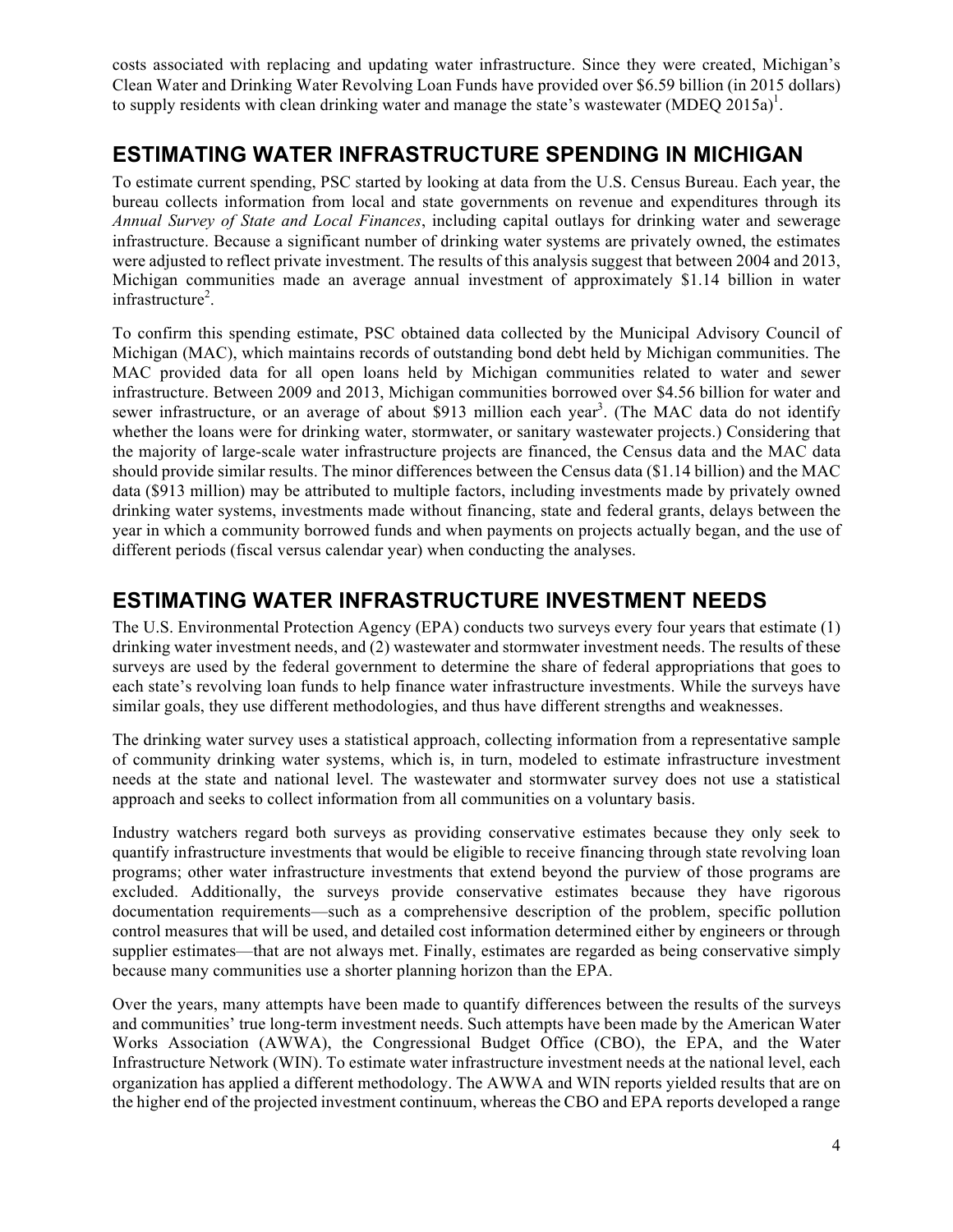costs associated with replacing and updating water infrastructure. Since they were created, Michigan's Clean Water and Drinking Water Revolving Loan Funds have provided over $6.59 billion (in 2015 dollars) to supply residents with clean drinking water and manage the state's wastewater (MDEQ 2015a)[1].

## ESTIMATING WATER INFRASTRUCTURE SPENDING IN MICHIGAN

To estimate current spending, PSC started by looking at data from the U.S. Census Bureau. Each year, the bureau collects information from local and state governments on revenue and expenditures through its *Annual Survey of State and Local Finances*, including capital outlays for drinking water and sewerage infrastructure. Because a significant number of drinking water systems are privately owned, the estimates were adjusted to reflect private investment. The results of this analysis suggest that between 2004 and 2013, Michigan communities made an average annual investment of approximately $1.14 billion in water infrastructure[2].

To confirm this spending estimate, PSC obtained data collected by the Municipal Advisory Council of Michigan (MAC), which maintains records of outstanding bond debt held by Michigan communities. The MAC provided data for all open loans held by Michigan communities related to water and sewer infrastructure. Between 2009 and 2013, Michigan communities borrowed over $4.56 billion for water and sewer infrastructure, or an average of about $913 million each year[3]. (The MAC data do not identify whether the loans were for drinking water, stormwater, or sanitary wastewater projects.) Considering that the majority of large-scale water infrastructure projects are financed, the Census data and the MAC data should provide similar results. The minor differences between the Census data ($1.14 billion) and the MAC data ($913 million) may be attributed to multiple factors, including investments made by privately owned drinking water systems, investments made without financing, state and federal grants, delays between the year in which a community borrowed funds and when payments on projects actually began, and the use of different periods (fiscal versus calendar year) when conducting the analyses.

## ESTIMATING WATER INFRASTRUCTURE INVESTMENT NEEDS

The U.S. Environmental Protection Agency (EPA) conducts two surveys every four years that estimate (1) drinking water investment needs, and (2) wastewater and stormwater investment needs. The results of these surveys are used by the federal government to determine the share of federal appropriations that goes to each state's revolving loan funds to help finance water infrastructure investments. While the surveys have similar goals, they use different methodologies, and thus have different strengths and weaknesses.

The drinking water survey uses a statistical approach, collecting information from a representative sample of community drinking water systems, which is, in turn, modeled to estimate infrastructure investment needs at the state and national level. The wastewater and stormwater survey does not use a statistical approach and seeks to collect information from all communities on a voluntary basis.

Industry watchers regard both surveys as providing conservative estimates because they only seek to quantify infrastructure investments that would be eligible to receive financing through state revolving loan programs; other water infrastructure investments that extend beyond the purview of those programs are excluded. Additionally, the surveys provide conservative estimates because they have rigorous documentation requirements—such as a comprehensive description of the problem, specific pollution control measures that will be used, and detailed cost information determined either by engineers or through supplier estimates—that are not always met. Finally, estimates are regarded as being conservative simply because many communities use a shorter planning horizon than the EPA.

Over the years, many attempts have been made to quantify differences between the results of the surveys and communities' true long-term investment needs. Such attempts have been made by the American Water Works Association (AWWA), the Congressional Budget Office (CBO), the EPA, and the Water Infrastructure Network (WIN). To estimate water infrastructure investment needs at the national level, each organization has applied a different methodology. The AWWA and WIN reports yielded results that are on the higher end of the projected investment continuum, whereas the CBO and EPA reports developed a range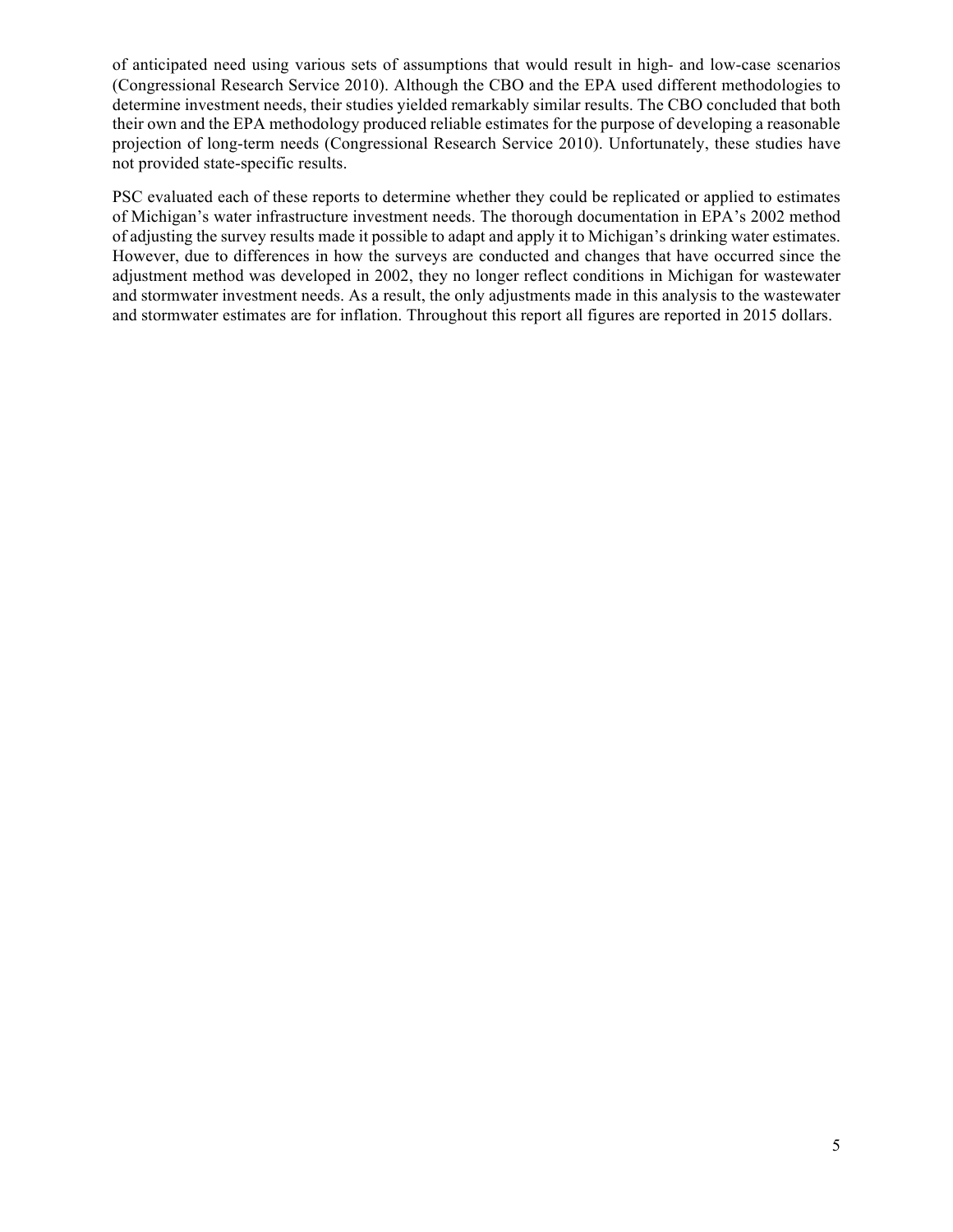of anticipated need using various sets of assumptions that would result in high- and low-case scenarios (Congressional Research Service 2010). Although the CBO and the EPA used different methodologies to determine investment needs, their studies yielded remarkably similar results. The CBO concluded that both their own and the EPA methodology produced reliable estimates for the purpose of developing a reasonable projection of long-term needs (Congressional Research Service 2010). Unfortunately, these studies have not provided state-specific results.

PSC evaluated each of these reports to determine whether they could be replicated or applied to estimates of Michigan's water infrastructure investment needs. The thorough documentation in EPA's 2002 method of adjusting the survey results made it possible to adapt and apply it to Michigan's drinking water estimates. However, due to differences in how the surveys are conducted and changes that have occurred since the adjustment method was developed in 2002, they no longer reflect conditions in Michigan for wastewater and stormwater investment needs. As a result, the only adjustments made in this analysis to the wastewater and stormwater estimates are for inflation. Throughout this report all figures are reported in 2015 dollars.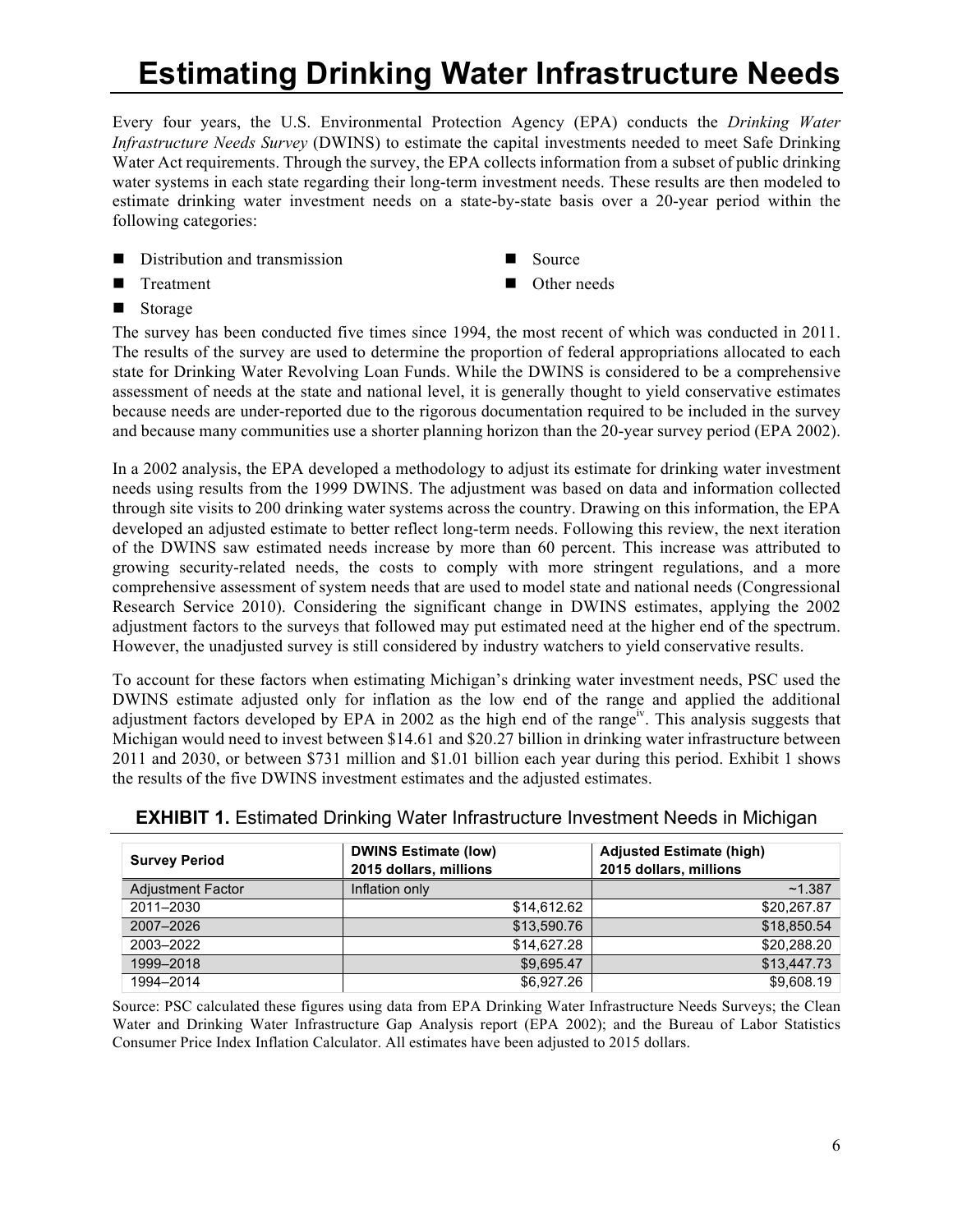# Estimating Drinking Water Infrastructure Needs

Every four years, the U.S. Environmental Protection Agency (EPA) conducts the *Drinking Water Infrastructure Needs Survey* (DWINS) to estimate the capital investments needed to meet Safe Drinking Water Act requirements. Through the survey, the EPA collects information from a subset of public drinking water systems in each state regarding their long-term investment needs. These results are then modeled to estimate drinking water investment needs on a state-by-state basis over a 20-year period within the following categories:

- Distribution and transmission
- Treatment
- Storage
- Source
- Other needs

The survey has been conducted five times since 1994, the most recent of which was conducted in 2011. The results of the survey are used to determine the proportion of federal appropriations allocated to each state for Drinking Water Revolving Loan Funds. While the DWINS is considered to be a comprehensive assessment of needs at the state and national level, it is generally thought to yield conservative estimates because needs are under-reported due to the rigorous documentation required to be included in the survey and because many communities use a shorter planning horizon than the 20-year survey period (EPA 2002).

In a 2002 analysis, the EPA developed a methodology to adjust its estimate for drinking water investment needs using results from the 1999 DWINS. The adjustment was based on data and information collected through site visits to 200 drinking water systems across the country. Drawing on this information, the EPA developed an adjusted estimate to better reflect long-term needs. Following this review, the next iteration of the DWINS saw estimated needs increase by more than 60 percent. This increase was attributed to growing security-related needs, the costs to comply with more stringent regulations, and a more comprehensive assessment of system needs that are used to model state and national needs (Congressional Research Service 2010). Considering the significant change in DWINS estimates, applying the 2002 adjustment factors to the surveys that followed may put estimated need at the higher end of the spectrum. However, the unadjusted survey is still considered by industry watchers to yield conservative results.

To account for these factors when estimating Michigan's drinking water investment needs, PSC used the DWINS estimate adjusted only for inflation as the low end of the range and applied the additional adjustment factors developed by EPA in 2002 as the high end of the range[iv]. This analysis suggests that Michigan would need to invest between $14.61 and $20.27 billion in drinking water infrastructure between 2011 and 2030, or between $731 million and $1.01 billion each year during this period. Exhibit 1 shows the results of the five DWINS investment estimates and the adjusted estimates.

**EXHIBIT 1.** Estimated Drinking Water Infrastructure Investment Needs in Michigan

| Survey Period | DWINS Estimate (low) 2015 dollars, millions | Adjusted Estimate (high) 2015 dollars, millions |
|---|---|---|
| Adjustment Factor | Inflation only | ~1.387 |
| 2011–2030 | $14,612.62 | $20,267.87 |
| 2007–2026 | $13,590.76 | $18,850.54 |
| 2003–2022 | $14,627.28 | $20,288.20 |
| 1999–2018 | $9,695.47 | $13,447.73 |
| 1994–2014 | $6,927.26 | $9,608.19 |

Source: PSC calculated these figures using data from EPA Drinking Water Infrastructure Needs Surveys; the Clean Water and Drinking Water Infrastructure Gap Analysis report (EPA 2002); and the Bureau of Labor Statistics Consumer Price Index Inflation Calculator. All estimates have been adjusted to 2015 dollars.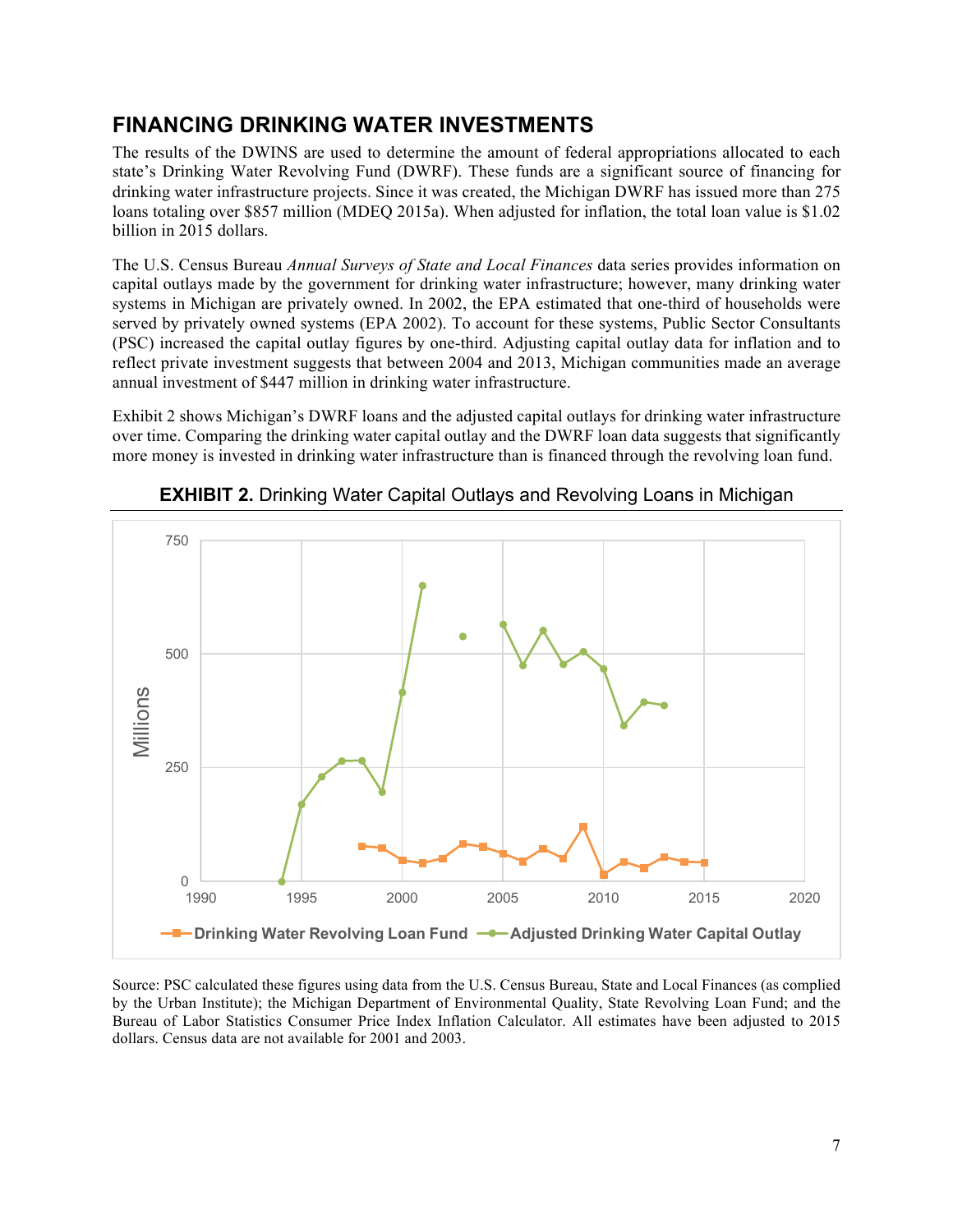## FINANCING DRINKING WATER INVESTMENTS

The results of the DWINS are used to determine the amount of federal appropriations allocated to each state's Drinking Water Revolving Fund (DWRF). These funds are a significant source of financing for drinking water infrastructure projects. Since it was created, the Michigan DWRF has issued more than 275 loans totaling over $857 million (MDEQ 2015a). When adjusted for inflation, the total loan value is $1.02 billion in 2015 dollars.

The U.S. Census Bureau *Annual Surveys of State and Local Finances* data series provides information on capital outlays made by the government for drinking water infrastructure; however, many drinking water systems in Michigan are privately owned. In 2002, the EPA estimated that one-third of households were served by privately owned systems (EPA 2002). To account for these systems, Public Sector Consultants (PSC) increased the capital outlay figures by one-third. Adjusting capital outlay data for inflation and to reflect private investment suggests that between 2004 and 2013, Michigan communities made an average annual investment of $447 million in drinking water infrastructure.

Exhibit 2 shows Michigan's DWRF loans and the adjusted capital outlays for drinking water infrastructure over time. Comparing the drinking water capital outlay and the DWRF loan data suggests that significantly more money is invested in drinking water infrastructure than is financed through the revolving loan fund.

**EXHIBIT 2.** Drinking Water Capital Outlays and Revolving Loans in Michigan

Source: PSC calculated these figures using data from the U.S. Census Bureau, State and Local Finances (as complied by the Urban Institute); the Michigan Department of Environmental Quality, State Revolving Loan Fund; and the Bureau of Labor Statistics Consumer Price Index Inflation Calculator. All estimates have been adjusted to 2015 dollars. Census data are not available for 2001 and 2003.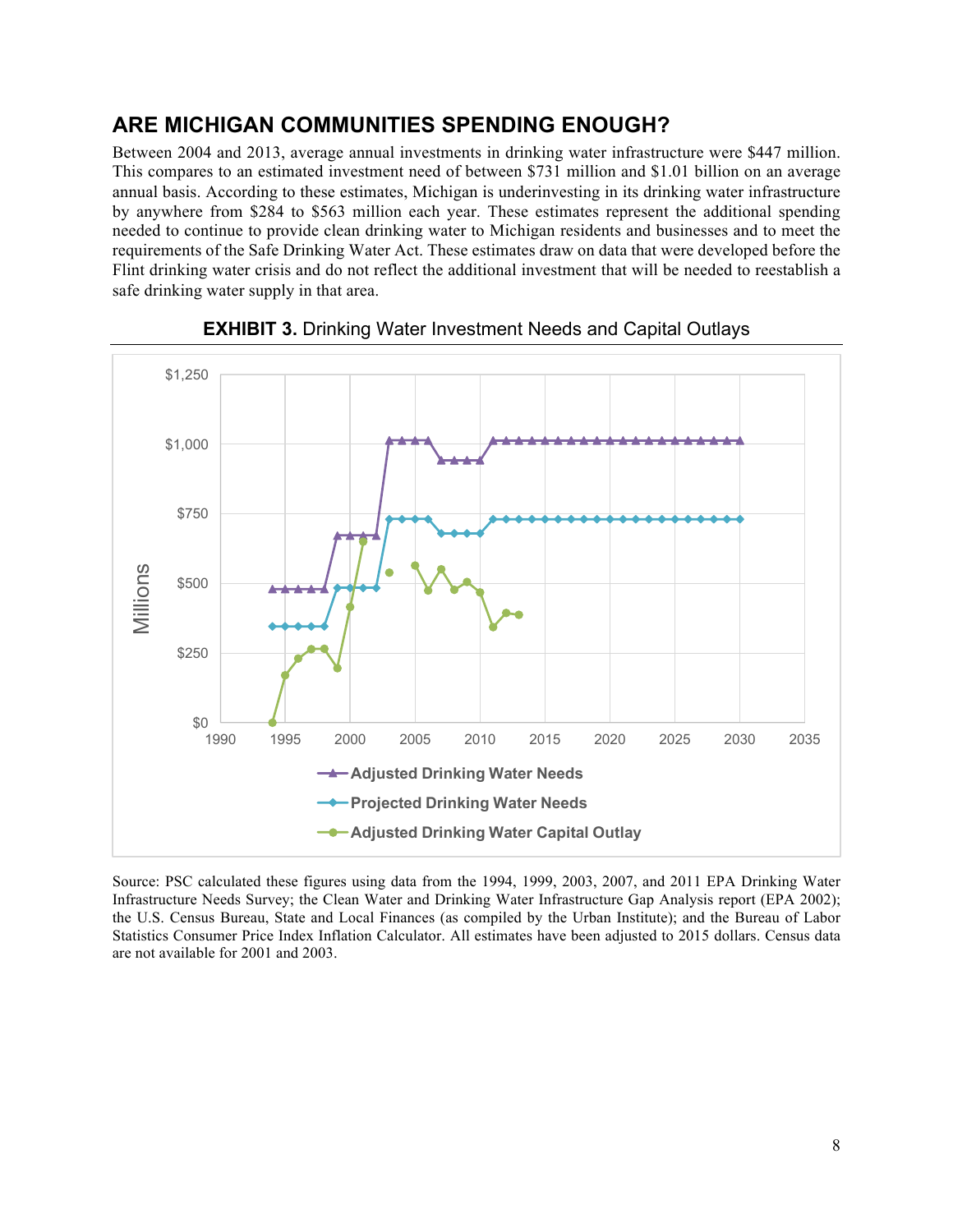## ARE MICHIGAN COMMUNITIES SPENDING ENOUGH?

Between 2004 and 2013, average annual investments in drinking water infrastructure were $447 million. This compares to an estimated investment need of between $731 million and $1.01 billion on an average annual basis. According to these estimates, Michigan is underinvesting in its drinking water infrastructure by anywhere from $284 to $563 million each year. These estimates represent the additional spending needed to continue to provide clean drinking water to Michigan residents and businesses and to meet the requirements of the Safe Drinking Water Act. These estimates draw on data that were developed before the Flint drinking water crisis and do not reflect the additional investment that will be needed to reestablish a safe drinking water supply in that area.

**EXHIBIT 3.** Drinking Water Investment Needs and Capital Outlays

Source: PSC calculated these figures using data from the 1994, 1999, 2003, 2007, and 2011 EPA Drinking Water Infrastructure Needs Survey; the Clean Water and Drinking Water Infrastructure Gap Analysis report (EPA 2002); the U.S. Census Bureau, State and Local Finances (as compiled by the Urban Institute); and the Bureau of Labor Statistics Consumer Price Index Inflation Calculator. All estimates have been adjusted to 2015 dollars. Census data are not available for 2001 and 2003.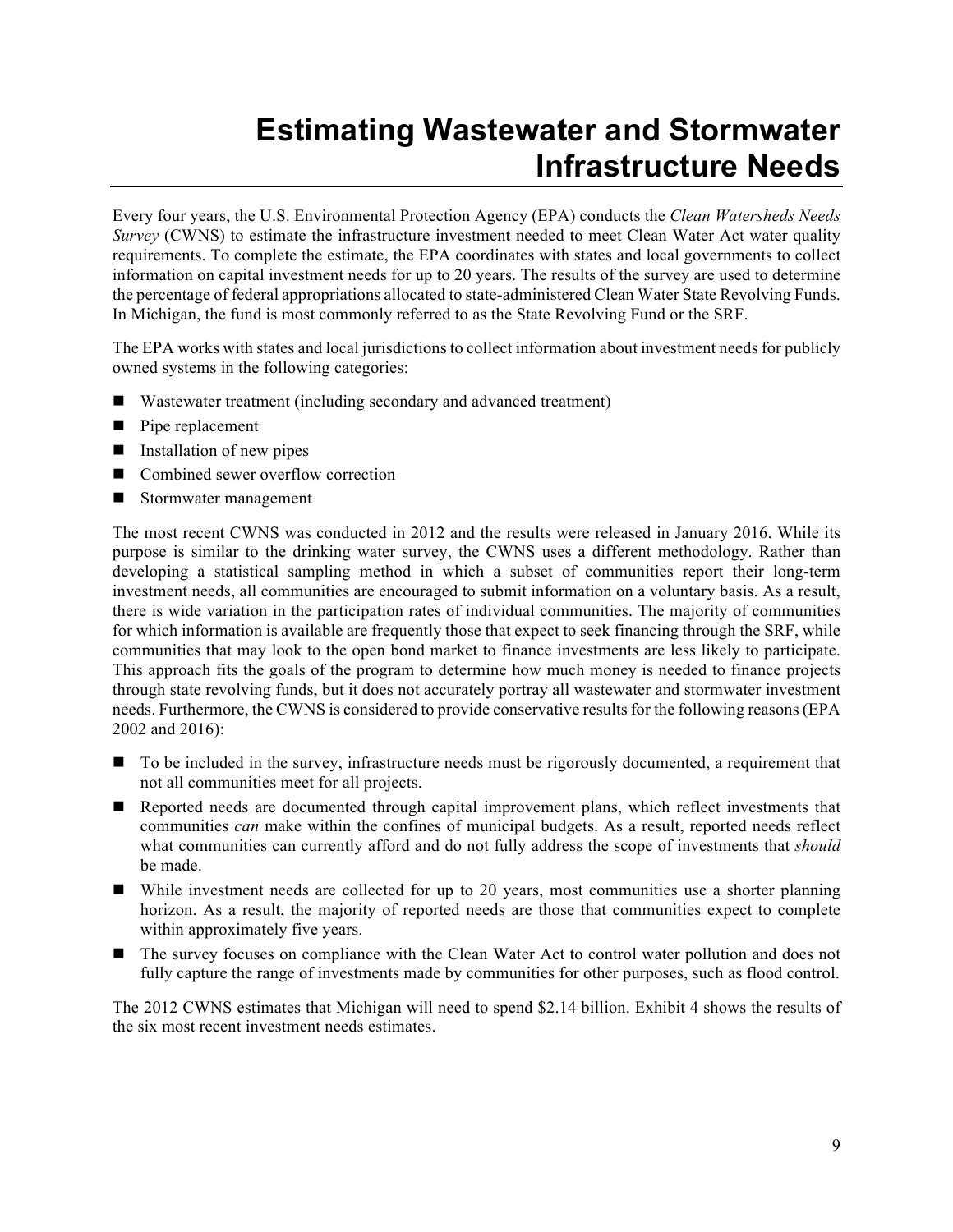# Estimating Wastewater and Stormwater Infrastructure Needs

Every four years, the U.S. Environmental Protection Agency (EPA) conducts the *Clean Watersheds Needs Survey* (CWNS) to estimate the infrastructure investment needed to meet Clean Water Act water quality requirements. To complete the estimate, the EPA coordinates with states and local governments to collect information on capital investment needs for up to 20 years. The results of the survey are used to determine the percentage of federal appropriations allocated to state-administered Clean Water State Revolving Funds. In Michigan, the fund is most commonly referred to as the State Revolving Fund or the SRF.

The EPA works with states and local jurisdictions to collect information about investment needs for publicly owned systems in the following categories:

- Wastewater treatment (including secondary and advanced treatment)
- Pipe replacement
- Installation of new pipes
- Combined sewer overflow correction
- Stormwater management

The most recent CWNS was conducted in 2012 and the results were released in January 2016. While its purpose is similar to the drinking water survey, the CWNS uses a different methodology. Rather than developing a statistical sampling method in which a subset of communities report their long-term investment needs, all communities are encouraged to submit information on a voluntary basis. As a result, there is wide variation in the participation rates of individual communities. The majority of communities for which information is available are frequently those that expect to seek financing through the SRF, while communities that may look to the open bond market to finance investments are less likely to participate. This approach fits the goals of the program to determine how much money is needed to finance projects through state revolving funds, but it does not accurately portray all wastewater and stormwater investment needs. Furthermore, the CWNS is considered to provide conservative results for the following reasons (EPA 2002 and 2016):

- To be included in the survey, infrastructure needs must be rigorously documented, a requirement that not all communities meet for all projects.
- Reported needs are documented through capital improvement plans, which reflect investments that communities *can* make within the confines of municipal budgets. As a result, reported needs reflect what communities can currently afford and do not fully address the scope of investments that *should* be made.
- While investment needs are collected for up to 20 years, most communities use a shorter planning horizon. As a result, the majority of reported needs are those that communities expect to complete within approximately five years.
- The survey focuses on compliance with the Clean Water Act to control water pollution and does not fully capture the range of investments made by communities for other purposes, such as flood control.

The 2012 CWNS estimates that Michigan will need to spend $2.14 billion. Exhibit 4 shows the results of the six most recent investment needs estimates.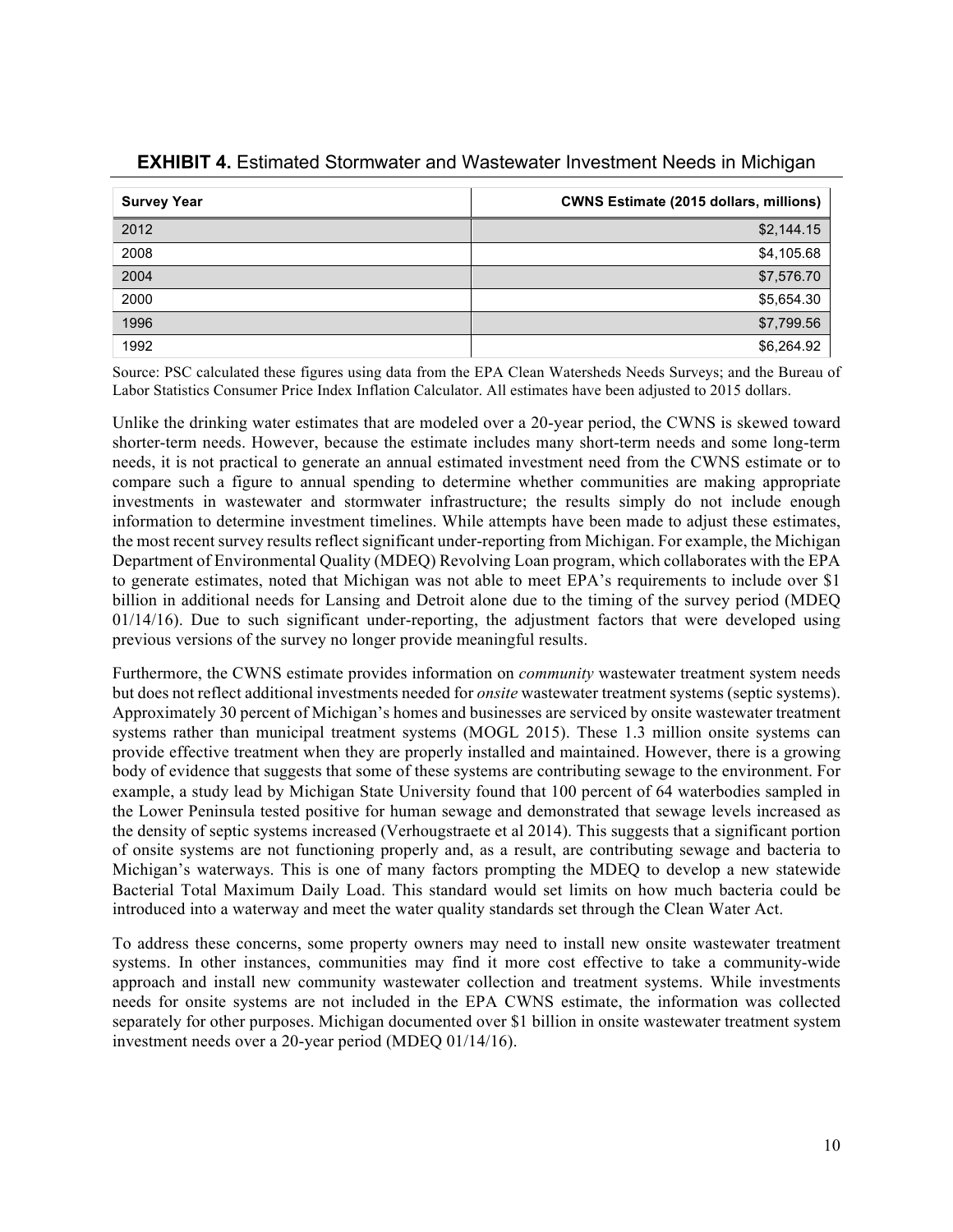**EXHIBIT 4.** Estimated Stormwater and Wastewater Investment Needs in Michigan

| Survey Year | CWNS Estimate (2015 dollars, millions) |
|---|---:|
| 2012 | $2,144.15 |
| 2008 | $4,105.68 |
| 2004 | $7,576.70 |
| 2000 | $5,654.30 |
| 1996 | $7,799.56 |
| 1992 | $6,264.92 |

Source: PSC calculated these figures using data from the EPA Clean Watersheds Needs Surveys; and the Bureau of Labor Statistics Consumer Price Index Inflation Calculator. All estimates have been adjusted to 2015 dollars.

Unlike the drinking water estimates that are modeled over a 20-year period, the CWNS is skewed toward shorter-term needs. However, because the estimate includes many short-term needs and some long-term needs, it is not practical to generate an annual estimated investment need from the CWNS estimate or to compare such a figure to annual spending to determine whether communities are making appropriate investments in wastewater and stormwater infrastructure; the results simply do not include enough information to determine investment timelines. While attempts have been made to adjust these estimates, the most recent survey results reflect significant under-reporting from Michigan. For example, the Michigan Department of Environmental Quality (MDEQ) Revolving Loan program, which collaborates with the EPA to generate estimates, noted that Michigan was not able to meet EPA's requirements to include over $1 billion in additional needs for Lansing and Detroit alone due to the timing of the survey period (MDEQ 01/14/16). Due to such significant under-reporting, the adjustment factors that were developed using previous versions of the survey no longer provide meaningful results.

Furthermore, the CWNS estimate provides information on *community* wastewater treatment system needs but does not reflect additional investments needed for *onsite* wastewater treatment systems (septic systems). Approximately 30 percent of Michigan's homes and businesses are serviced by onsite wastewater treatment systems rather than municipal treatment systems (MOGL 2015). These 1.3 million onsite systems can provide effective treatment when they are properly installed and maintained. However, there is a growing body of evidence that suggests that some of these systems are contributing sewage to the environment. For example, a study lead by Michigan State University found that 100 percent of 64 waterbodies sampled in the Lower Peninsula tested positive for human sewage and demonstrated that sewage levels increased as the density of septic systems increased (Verhougstraete et al 2014). This suggests that a significant portion of onsite systems are not functioning properly and, as a result, are contributing sewage and bacteria to Michigan's waterways. This is one of many factors prompting the MDEQ to develop a new statewide Bacterial Total Maximum Daily Load. This standard would set limits on how much bacteria could be introduced into a waterway and meet the water quality standards set through the Clean Water Act.

To address these concerns, some property owners may need to install new onsite wastewater treatment systems. In other instances, communities may find it more cost effective to take a community-wide approach and install new community wastewater collection and treatment systems. While investments needs for onsite systems are not included in the EPA CWNS estimate, the information was collected separately for other purposes. Michigan documented over $1 billion in onsite wastewater treatment system investment needs over a 20-year period (MDEQ 01/14/16).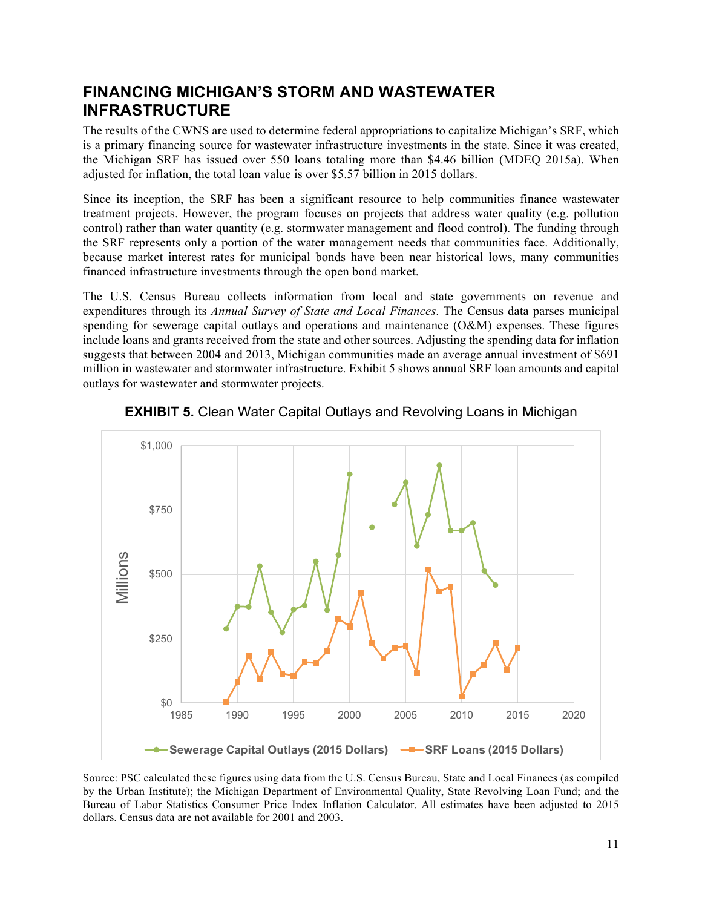## FINANCING MICHIGAN'S STORM AND WASTEWATER INFRASTRUCTURE

The results of the CWNS are used to determine federal appropriations to capitalize Michigan's SRF, which is a primary financing source for wastewater infrastructure investments in the state. Since it was created, the Michigan SRF has issued over 550 loans totaling more than $4.46 billion (MDEQ 2015a). When adjusted for inflation, the total loan value is over $5.57 billion in 2015 dollars.

Since its inception, the SRF has been a significant resource to help communities finance wastewater treatment projects. However, the program focuses on projects that address water quality (e.g. pollution control) rather than water quantity (e.g. stormwater management and flood control). The funding through the SRF represents only a portion of the water management needs that communities face. Additionally, because market interest rates for municipal bonds have been near historical lows, many communities financed infrastructure investments through the open bond market.

The U.S. Census Bureau collects information from local and state governments on revenue and expenditures through its *Annual Survey of State and Local Finances*. The Census data parses municipal spending for sewerage capital outlays and operations and maintenance (O&M) expenses. These figures include loans and grants received from the state and other sources. Adjusting the spending data for inflation suggests that between 2004 and 2013, Michigan communities made an average annual investment of $691 million in wastewater and stormwater infrastructure. Exhibit 5 shows annual SRF loan amounts and capital outlays for wastewater and stormwater projects.

**EXHIBIT 5.** Clean Water Capital Outlays and Revolving Loans in Michigan

Source: PSC calculated these figures using data from the U.S. Census Bureau, State and Local Finances (as compiled by the Urban Institute); the Michigan Department of Environmental Quality, State Revolving Loan Fund; and the Bureau of Labor Statistics Consumer Price Index Inflation Calculator. All estimates have been adjusted to 2015 dollars. Census data are not available for 2001 and 2003.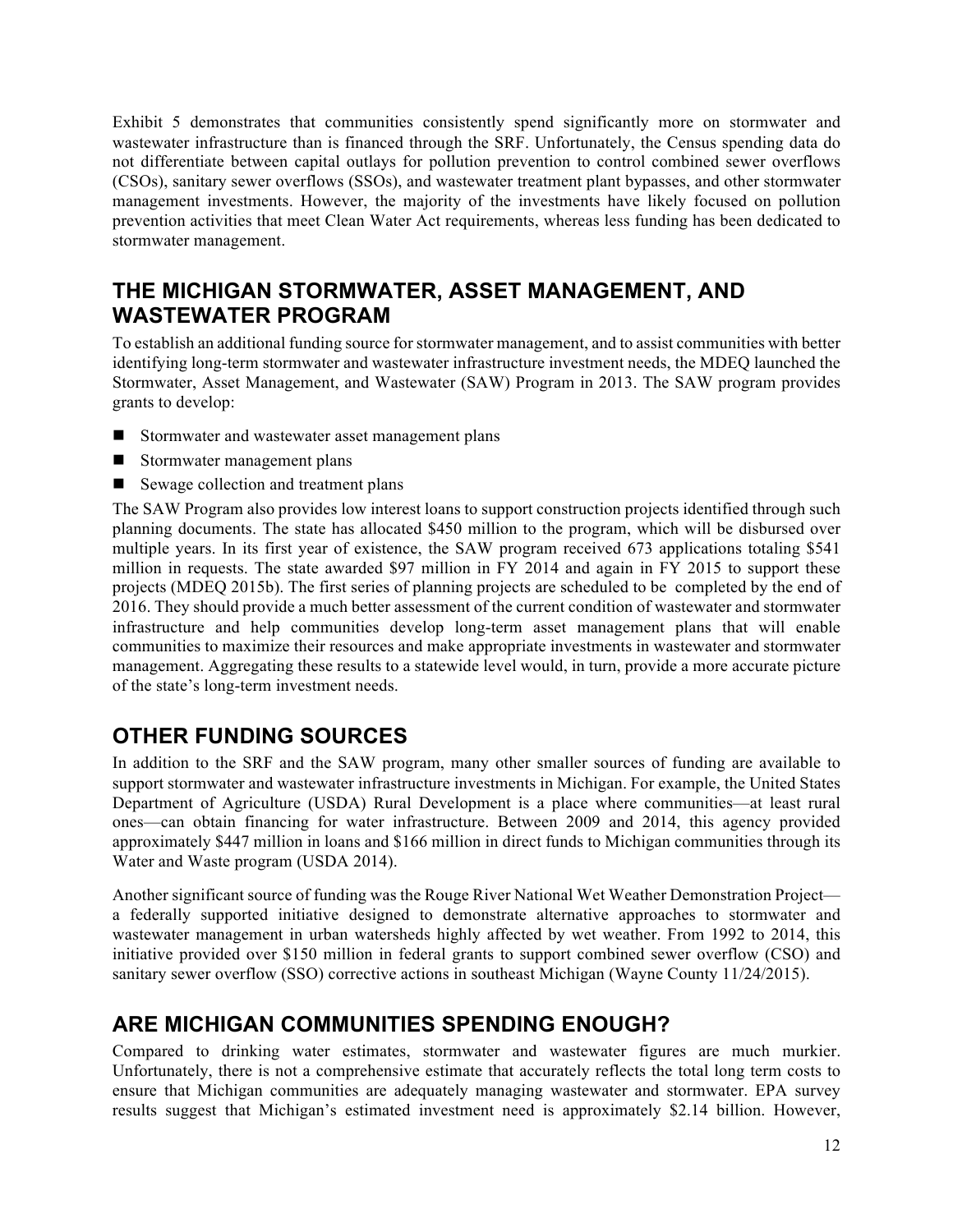Exhibit 5 demonstrates that communities consistently spend significantly more on stormwater and wastewater infrastructure than is financed through the SRF. Unfortunately, the Census spending data do not differentiate between capital outlays for pollution prevention to control combined sewer overflows (CSOs), sanitary sewer overflows (SSOs), and wastewater treatment plant bypasses, and other stormwater management investments. However, the majority of the investments have likely focused on pollution prevention activities that meet Clean Water Act requirements, whereas less funding has been dedicated to stormwater management.

## THE MICHIGAN STORMWATER, ASSET MANAGEMENT, AND WASTEWATER PROGRAM

To establish an additional funding source for stormwater management, and to assist communities with better identifying long-term stormwater and wastewater infrastructure investment needs, the MDEQ launched the Stormwater, Asset Management, and Wastewater (SAW) Program in 2013. The SAW program provides grants to develop:

- Stormwater and wastewater asset management plans
- Stormwater management plans
- Sewage collection and treatment plans

The SAW Program also provides low interest loans to support construction projects identified through such planning documents. The state has allocated $450 million to the program, which will be disbursed over multiple years. In its first year of existence, the SAW program received 673 applications totaling $541 million in requests. The state awarded $97 million in FY 2014 and again in FY 2015 to support these projects (MDEQ 2015b). The first series of planning projects are scheduled to be completed by the end of 2016. They should provide a much better assessment of the current condition of wastewater and stormwater infrastructure and help communities develop long-term asset management plans that will enable communities to maximize their resources and make appropriate investments in wastewater and stormwater management. Aggregating these results to a statewide level would, in turn, provide a more accurate picture of the state's long-term investment needs.

## OTHER FUNDING SOURCES

In addition to the SRF and the SAW program, many other smaller sources of funding are available to support stormwater and wastewater infrastructure investments in Michigan. For example, the United States Department of Agriculture (USDA) Rural Development is a place where communities—at least rural ones—can obtain financing for water infrastructure. Between 2009 and 2014, this agency provided approximately $447 million in loans and $166 million in direct funds to Michigan communities through its Water and Waste program (USDA 2014).

Another significant source of funding was the Rouge River National Wet Weather Demonstration Project—a federally supported initiative designed to demonstrate alternative approaches to stormwater and wastewater management in urban watersheds highly affected by wet weather. From 1992 to 2014, this initiative provided over $150 million in federal grants to support combined sewer overflow (CSO) and sanitary sewer overflow (SSO) corrective actions in southeast Michigan (Wayne County 11/24/2015).

## ARE MICHIGAN COMMUNITIES SPENDING ENOUGH?

Compared to drinking water estimates, stormwater and wastewater figures are much murkier. Unfortunately, there is not a comprehensive estimate that accurately reflects the total long term costs to ensure that Michigan communities are adequately managing wastewater and stormwater. EPA survey results suggest that Michigan's estimated investment need is approximately $2.14 billion. However,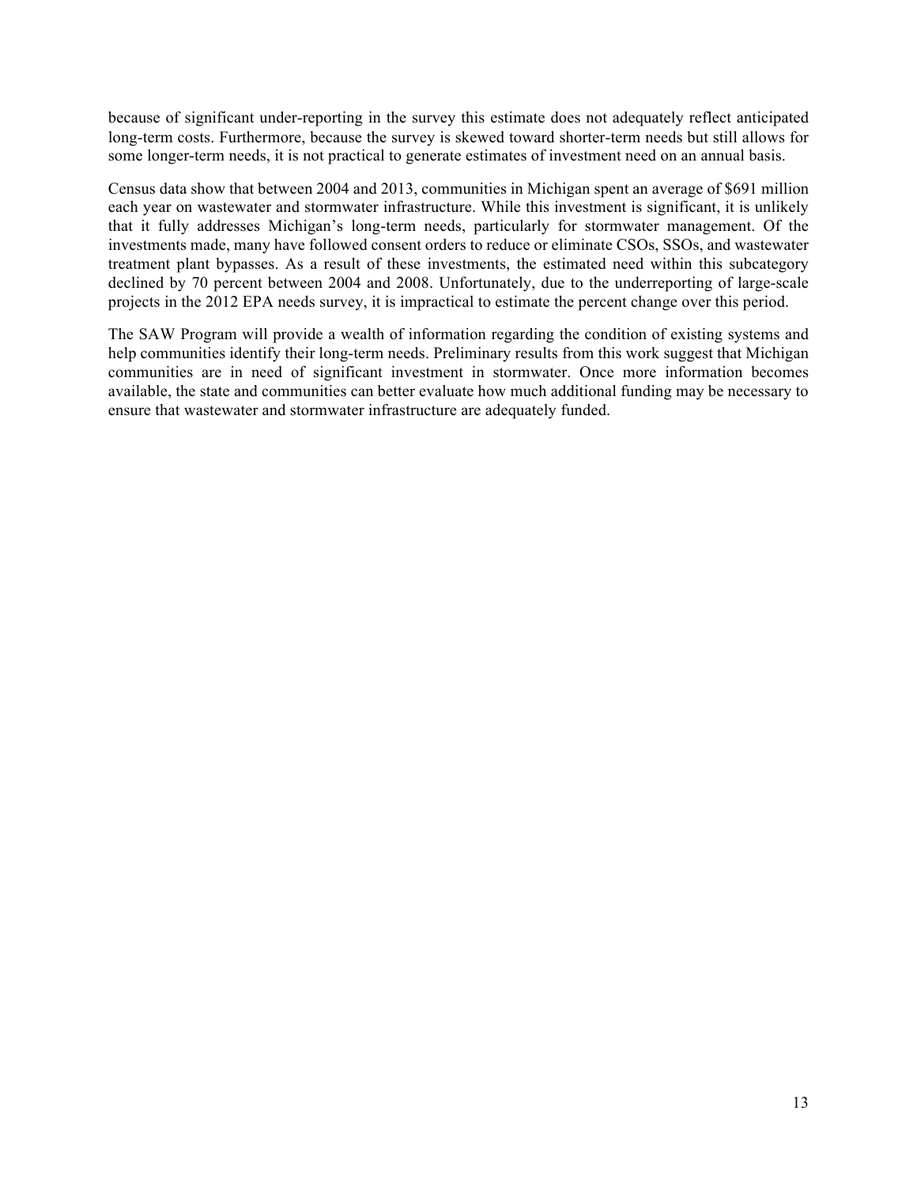because of significant under-reporting in the survey this estimate does not adequately reflect anticipated long-term costs. Furthermore, because the survey is skewed toward shorter-term needs but still allows for some longer-term needs, it is not practical to generate estimates of investment need on an annual basis.

Census data show that between 2004 and 2013, communities in Michigan spent an average of $691 million each year on wastewater and stormwater infrastructure. While this investment is significant, it is unlikely that it fully addresses Michigan's long-term needs, particularly for stormwater management. Of the investments made, many have followed consent orders to reduce or eliminate CSOs, SSOs, and wastewater treatment plant bypasses. As a result of these investments, the estimated need within this subcategory declined by 70 percent between 2004 and 2008. Unfortunately, due to the underreporting of large-scale projects in the 2012 EPA needs survey, it is impractical to estimate the percent change over this period.

The SAW Program will provide a wealth of information regarding the condition of existing systems and help communities identify their long-term needs. Preliminary results from this work suggest that Michigan communities are in need of significant investment in stormwater. Once more information becomes available, the state and communities can better evaluate how much additional funding may be necessary to ensure that wastewater and stormwater infrastructure are adequately funded.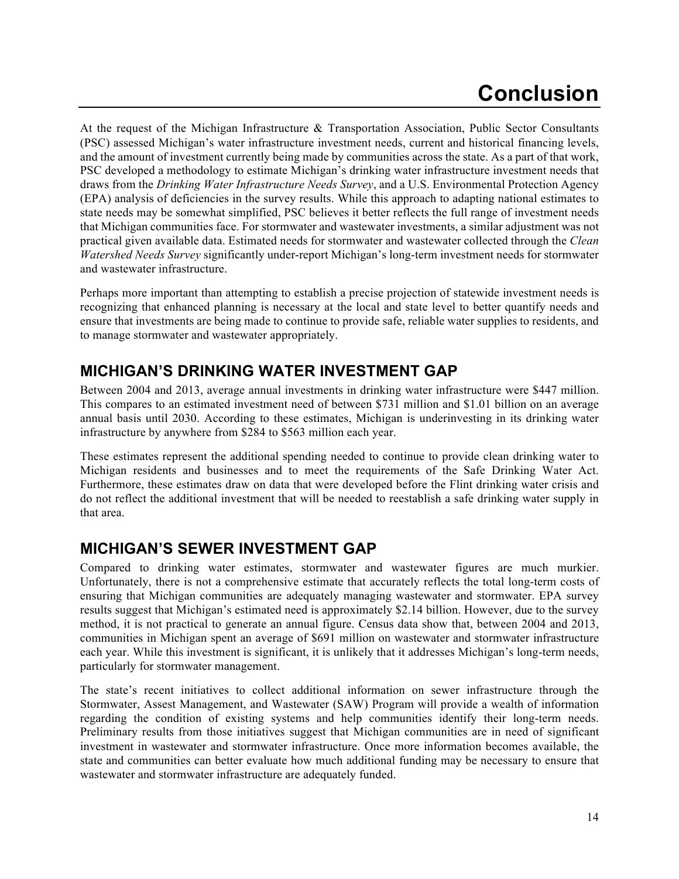# Conclusion

At the request of the Michigan Infrastructure & Transportation Association, Public Sector Consultants (PSC) assessed Michigan's water infrastructure investment needs, current and historical financing levels, and the amount of investment currently being made by communities across the state. As a part of that work, PSC developed a methodology to estimate Michigan's drinking water infrastructure investment needs that draws from the *Drinking Water Infrastructure Needs Survey*, and a U.S. Environmental Protection Agency (EPA) analysis of deficiencies in the survey results. While this approach to adapting national estimates to state needs may be somewhat simplified, PSC believes it better reflects the full range of investment needs that Michigan communities face. For stormwater and wastewater investments, a similar adjustment was not practical given available data. Estimated needs for stormwater and wastewater collected through the *Clean Watershed Needs Survey* significantly under-report Michigan's long-term investment needs for stormwater and wastewater infrastructure.

Perhaps more important than attempting to establish a precise projection of statewide investment needs is recognizing that enhanced planning is necessary at the local and state level to better quantify needs and ensure that investments are being made to continue to provide safe, reliable water supplies to residents, and to manage stormwater and wastewater appropriately.

## MICHIGAN'S DRINKING WATER INVESTMENT GAP

Between 2004 and 2013, average annual investments in drinking water infrastructure were $447 million. This compares to an estimated investment need of between $731 million and $1.01 billion on an average annual basis until 2030. According to these estimates, Michigan is underinvesting in its drinking water infrastructure by anywhere from $284 to $563 million each year.

These estimates represent the additional spending needed to continue to provide clean drinking water to Michigan residents and businesses and to meet the requirements of the Safe Drinking Water Act. Furthermore, these estimates draw on data that were developed before the Flint drinking water crisis and do not reflect the additional investment that will be needed to reestablish a safe drinking water supply in that area.

## MICHIGAN'S SEWER INVESTMENT GAP

Compared to drinking water estimates, stormwater and wastewater figures are much murkier. Unfortunately, there is not a comprehensive estimate that accurately reflects the total long-term costs of ensuring that Michigan communities are adequately managing wastewater and stormwater. EPA survey results suggest that Michigan's estimated need is approximately $2.14 billion. However, due to the survey method, it is not practical to generate an annual figure. Census data show that, between 2004 and 2013, communities in Michigan spent an average of $691 million on wastewater and stormwater infrastructure each year. While this investment is significant, it is unlikely that it addresses Michigan's long-term needs, particularly for stormwater management.

The state's recent initiatives to collect additional information on sewer infrastructure through the Stormwater, Assest Management, and Wastewater (SAW) Program will provide a wealth of information regarding the condition of existing systems and help communities identify their long-term needs. Preliminary results from those initiatives suggest that Michigan communities are in need of significant investment in wastewater and stormwater infrastructure. Once more information becomes available, the state and communities can better evaluate how much additional funding may be necessary to ensure that wastewater and stormwater infrastructure are adequately funded.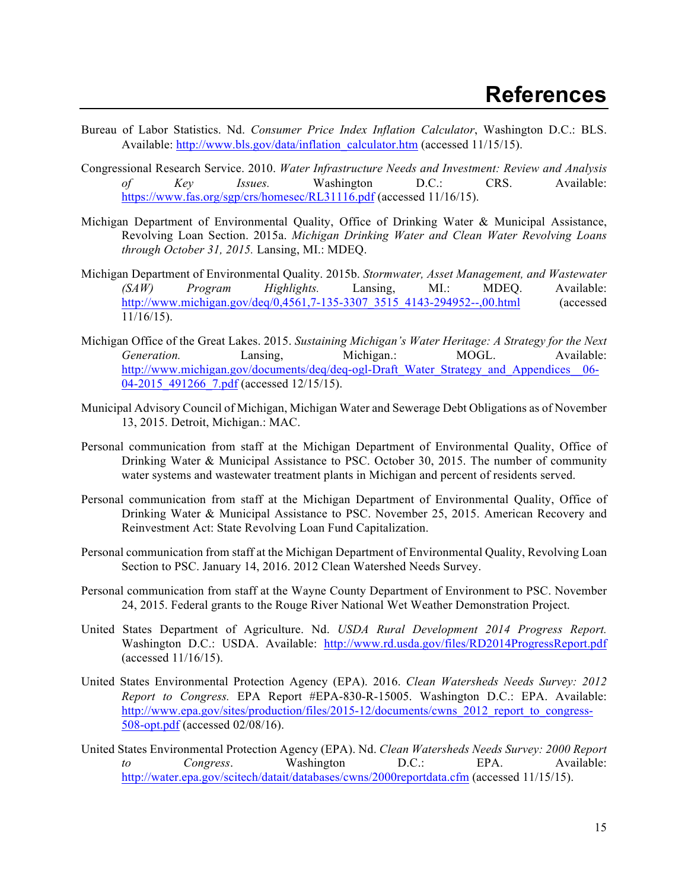# References

Bureau of Labor Statistics. Nd. *Consumer Price Index Inflation Calculator*, Washington D.C.: BLS. Available: http://www.bls.gov/data/inflation_calculator.htm (accessed 11/15/15).

Congressional Research Service. 2010. *Water Infrastructure Needs and Investment: Review and Analysis of Key Issues.* Washington D.C.: CRS. Available: https://www.fas.org/sgp/crs/homesec/RL31116.pdf (accessed 11/16/15).

Michigan Department of Environmental Quality, Office of Drinking Water & Municipal Assistance, Revolving Loan Section. 2015a. *Michigan Drinking Water and Clean Water Revolving Loans through October 31, 2015.* Lansing, MI.: MDEQ.

Michigan Department of Environmental Quality. 2015b. *Stormwater, Asset Management, and Wastewater (SAW) Program Highlights.* Lansing, MI.: MDEQ. Available: http://www.michigan.gov/deq/0,4561,7-135-3307_3515_4143-294952--,00.html (accessed 11/16/15).

Michigan Office of the Great Lakes. 2015. *Sustaining Michigan's Water Heritage: A Strategy for the Next Generation.* Lansing, Michigan.: MOGL. Available: http://www.michigan.gov/documents/deq/deq-ogl-Draft_Water_Strategy_and_Appendices__06-04-2015_491266_7.pdf (accessed 12/15/15).

Municipal Advisory Council of Michigan, Michigan Water and Sewerage Debt Obligations as of November 13, 2015. Detroit, Michigan.: MAC.

Personal communication from staff at the Michigan Department of Environmental Quality, Office of Drinking Water & Municipal Assistance to PSC. October 30, 2015. The number of community water systems and wastewater treatment plants in Michigan and percent of residents served.

Personal communication from staff at the Michigan Department of Environmental Quality, Office of Drinking Water & Municipal Assistance to PSC. November 25, 2015. American Recovery and Reinvestment Act: State Revolving Loan Fund Capitalization.

Personal communication from staff at the Michigan Department of Environmental Quality, Revolving Loan Section to PSC. January 14, 2016. 2012 Clean Watershed Needs Survey.

Personal communication from staff at the Wayne County Department of Environment to PSC. November 24, 2015. Federal grants to the Rouge River National Wet Weather Demonstration Project.

United States Department of Agriculture. Nd. *USDA Rural Development 2014 Progress Report.* Washington D.C.: USDA. Available: http://www.rd.usda.gov/files/RD2014ProgressReport.pdf (accessed 11/16/15).

United States Environmental Protection Agency (EPA). 2016. *Clean Watersheds Needs Survey: 2012 Report to Congress.* EPA Report #EPA-830-R-15005. Washington D.C.: EPA. Available: http://www.epa.gov/sites/production/files/2015-12/documents/cwns_2012_report_to_congress-508-opt.pdf (accessed 02/08/16).

United States Environmental Protection Agency (EPA). Nd. *Clean Watersheds Needs Survey: 2000 Report to Congress*. Washington D.C.: EPA. Available: http://water.epa.gov/scitech/datait/databases/cwns/2000reportdata.cfm (accessed 11/15/15).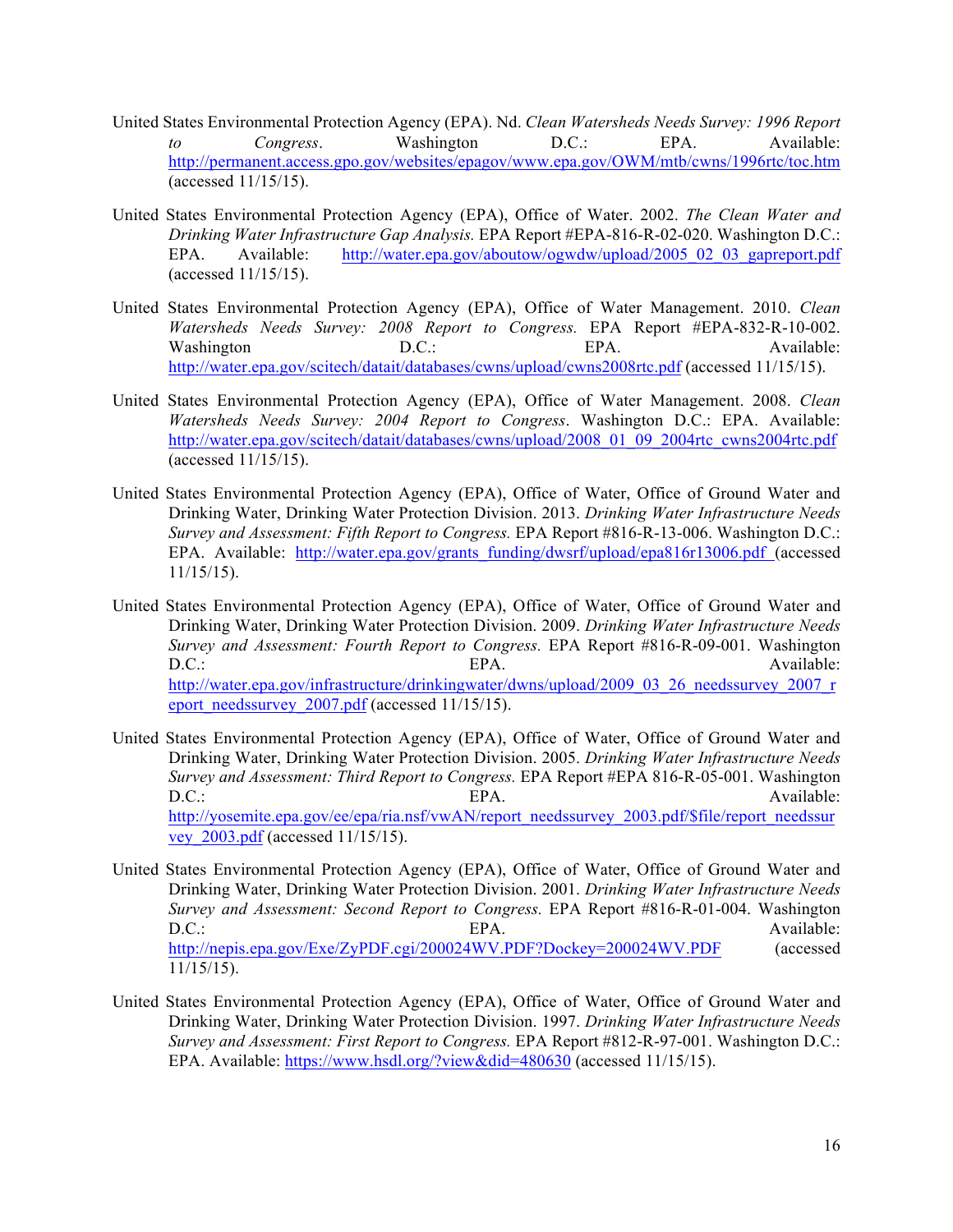United States Environmental Protection Agency (EPA). Nd. *Clean Watersheds Needs Survey: 1996 Report to Congress*. Washington D.C.: EPA. Available: http://permanent.access.gpo.gov/websites/epagov/www.epa.gov/OWM/mtb/cwns/1996rtc/toc.htm (accessed 11/15/15).

United States Environmental Protection Agency (EPA), Office of Water. 2002. *The Clean Water and Drinking Water Infrastructure Gap Analysis.* EPA Report #EPA-816-R-02-020. Washington D.C.: EPA. Available: http://water.epa.gov/aboutow/ogwdw/upload/2005_02_03_gapreport.pdf (accessed 11/15/15).

United States Environmental Protection Agency (EPA), Office of Water Management. 2010. *Clean Watersheds Needs Survey: 2008 Report to Congress.* EPA Report #EPA-832-R-10-002. Washington D.C.: EPA. Available: http://water.epa.gov/scitech/datait/databases/cwns/upload/cwns2008rtc.pdf (accessed 11/15/15).

United States Environmental Protection Agency (EPA), Office of Water Management. 2008. *Clean Watersheds Needs Survey: 2004 Report to Congress*. Washington D.C.: EPA. Available: http://water.epa.gov/scitech/datait/databases/cwns/upload/2008_01_09_2004rtc_cwns2004rtc.pdf (accessed 11/15/15).

United States Environmental Protection Agency (EPA), Office of Water, Office of Ground Water and Drinking Water, Drinking Water Protection Division. 2013. *Drinking Water Infrastructure Needs Survey and Assessment: Fifth Report to Congress.* EPA Report #816-R-13-006. Washington D.C.: EPA. Available: http://water.epa.gov/grants_funding/dwsrf/upload/epa816r13006.pdf (accessed 11/15/15).

United States Environmental Protection Agency (EPA), Office of Water, Office of Ground Water and Drinking Water, Drinking Water Protection Division. 2009. *Drinking Water Infrastructure Needs Survey and Assessment: Fourth Report to Congress.* EPA Report #816-R-09-001. Washington D.C.: EPA. Available: http://water.epa.gov/infrastructure/drinkingwater/dwns/upload/2009_03_26_needssurvey_2007_report_needssurvey_2007.pdf (accessed 11/15/15).

United States Environmental Protection Agency (EPA), Office of Water, Office of Ground Water and Drinking Water, Drinking Water Protection Division. 2005. *Drinking Water Infrastructure Needs Survey and Assessment: Third Report to Congress.* EPA Report #EPA 816-R-05-001. Washington D.C.: EPA. Available: http://yosemite.epa.gov/ee/epa/ria.nsf/vwAN/report_needssurvey_2003.pdf/$file/report_needssurvey_2003.pdf (accessed 11/15/15).

United States Environmental Protection Agency (EPA), Office of Water, Office of Ground Water and Drinking Water, Drinking Water Protection Division. 2001. *Drinking Water Infrastructure Needs Survey and Assessment: Second Report to Congress.* EPA Report #816-R-01-004. Washington D.C.: EPA. Available: http://nepis.epa.gov/Exe/ZyPDF.cgi/200024WV.PDF?Dockey=200024WV.PDF (accessed 11/15/15).

United States Environmental Protection Agency (EPA), Office of Water, Office of Ground Water and Drinking Water, Drinking Water Protection Division. 1997. *Drinking Water Infrastructure Needs Survey and Assessment: First Report to Congress.* EPA Report #812-R-97-001. Washington D.C.: EPA. Available: https://www.hsdl.org/?view&did=480630 (accessed 11/15/15).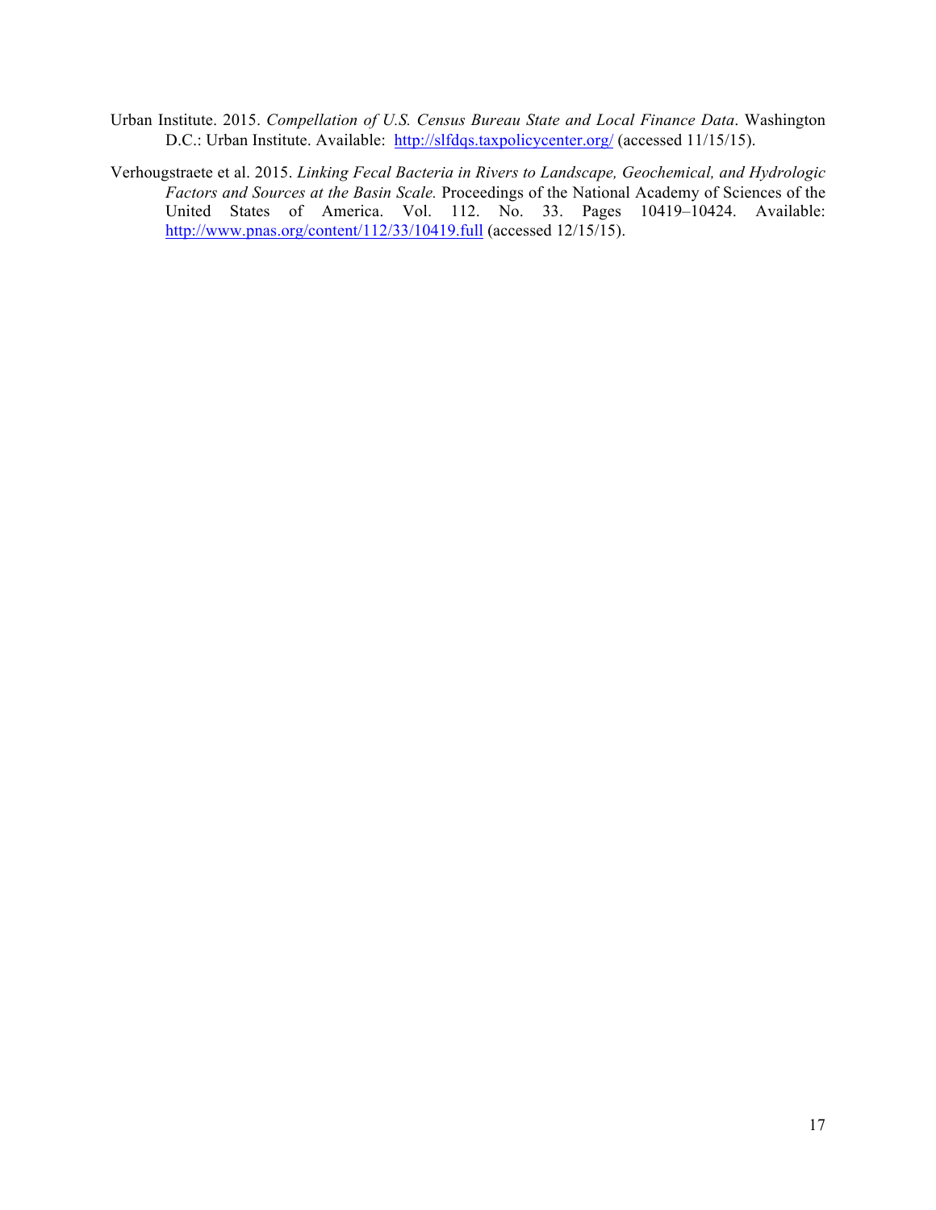Urban Institute. 2015. *Compellation of U.S. Census Bureau State and Local Finance Data*. Washington D.C.: Urban Institute. Available: http://slfdqs.taxpolicycenter.org/ (accessed 11/15/15).

Verhougstraete et al. 2015. *Linking Fecal Bacteria in Rivers to Landscape, Geochemical, and Hydrologic Factors and Sources at the Basin Scale.* Proceedings of the National Academy of Sciences of the United States of America. Vol. 112. No. 33. Pages 10419–10424. Available: http://www.pnas.org/content/112/33/10419.full (accessed 12/15/15).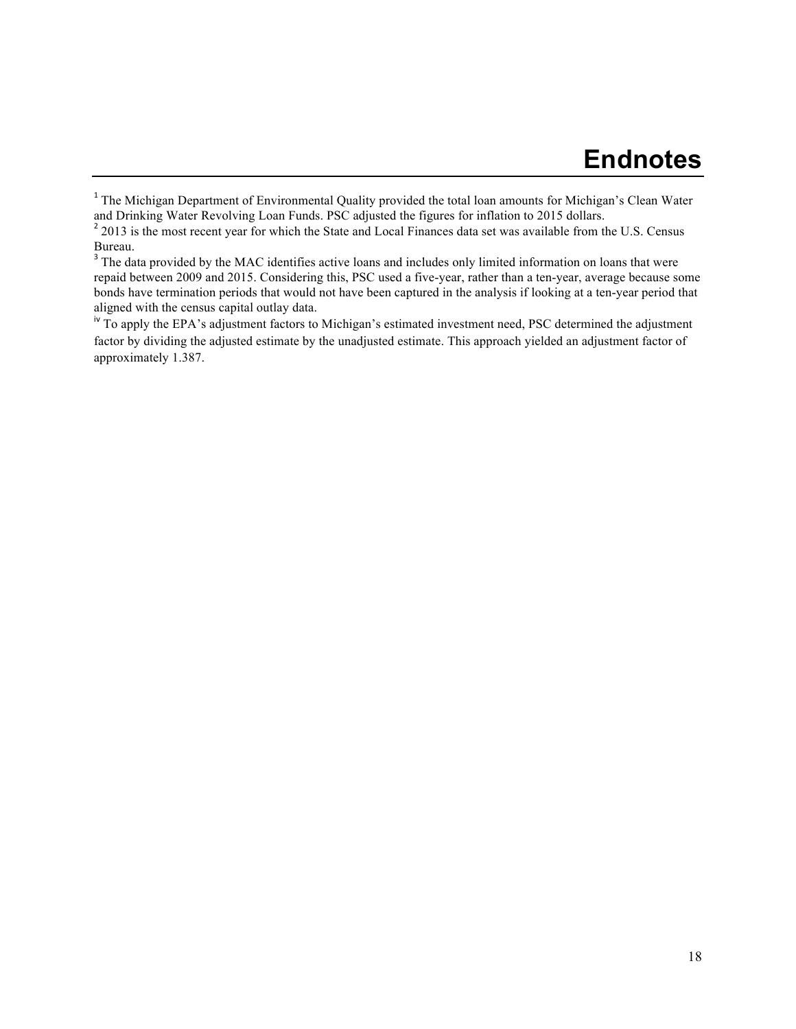# Endnotes

[1] The Michigan Department of Environmental Quality provided the total loan amounts for Michigan's Clean Water and Drinking Water Revolving Loan Funds. PSC adjusted the figures for inflation to 2015 dollars.

[2] 2013 is the most recent year for which the State and Local Finances data set was available from the U.S. Census Bureau.

[3] The data provided by the MAC identifies active loans and includes only limited information on loans that were repaid between 2009 and 2015. Considering this, PSC used a five-year, rather than a ten-year, average because some bonds have termination periods that would not have been captured in the analysis if looking at a ten-year period that aligned with the census capital outlay data.

[iv] To apply the EPA's adjustment factors to Michigan's estimated investment need, PSC determined the adjustment factor by dividing the adjusted estimate by the unadjusted estimate. This approach yielded an adjustment factor of approximately 1.387.